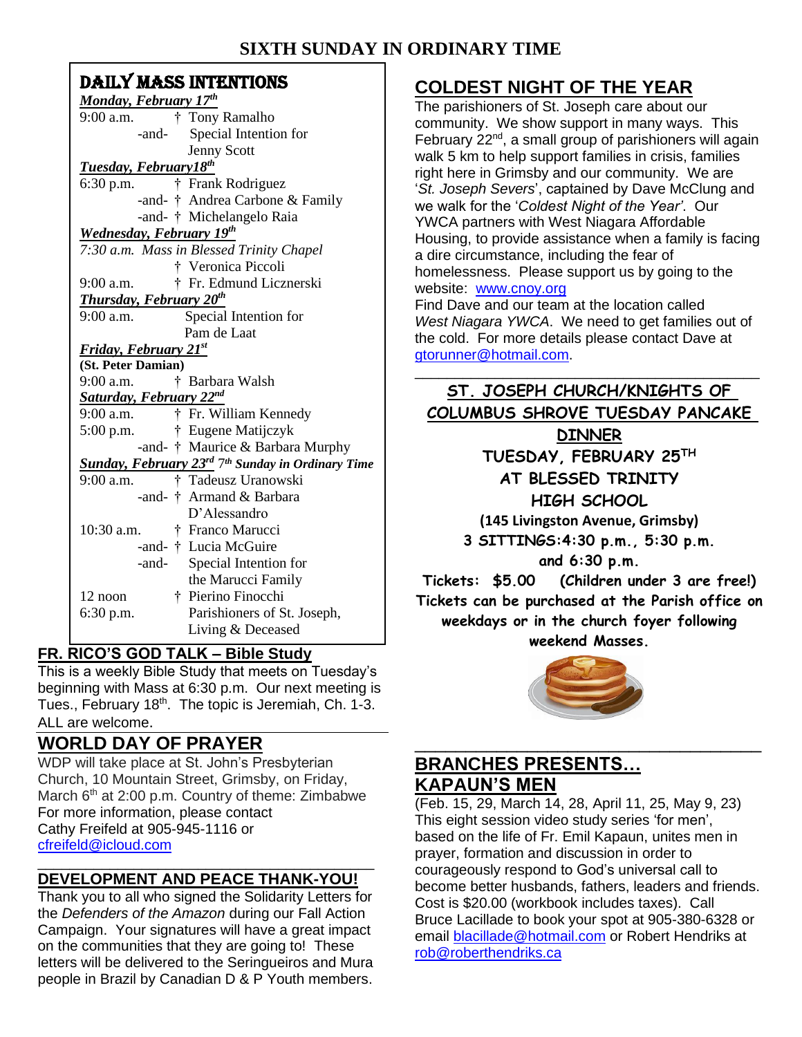# SIXTH SUNDAY IN ORDINARY TIME

## DAILY MASS INTENTIONS

***Monday, February 17th***

9:00 a.m. † Tony Ramalho
-and- Special Intention for Jenny Scott

***Tuesday, February18th***

6:30 p.m. † Frank Rodriguez
-and- † Andrea Carbone & Family
-and- † Michelangelo Raia

***Wednesday, February 19th***

*7:30 a.m. Mass in Blessed Trinity Chapel*
† Veronica Piccoli
9:00 a.m. † Fr. Edmund Licznerski

***Thursday, February 20th***

9:00 a.m. Special Intention for Pam de Laat

***Friday, February 21st***

**(St. Peter Damian)**
9:00 a.m. † Barbara Walsh

***Saturday, February 22nd***

9:00 a.m. † Fr. William Kennedy
5:00 p.m. † Eugene Matijczyk
-and- † Maurice & Barbara Murphy

***Sunday, February 23rd 7th Sunday in Ordinary Time***

9:00 a.m. † Tadeusz Uranowski
-and- † Armand & Barbara D'Alessandro
10:30 a.m. † Franco Marucci
-and- † Lucia McGuire
-and- Special Intention for the Marucci Family
12 noon † Pierino Finocchi
6:30 p.m. Parishioners of St. Joseph, Living & Deceased

## FR. RICO'S GOD TALK – Bible Study

This is a weekly Bible Study that meets on Tuesday's beginning with Mass at 6:30 p.m. Our next meeting is Tues., February 18th. The topic is Jeremiah, Ch. 1-3. ALL are welcome.

## WORLD DAY OF PRAYER

WDP will take place at St. John's Presbyterian Church, 10 Mountain Street, Grimsby, on Friday, March 6th at 2:00 p.m. Country of theme: Zimbabwe
For more information, please contact
Cathy Freifeld at 905-945-1116 or
cfreifeld@icloud.com

## DEVELOPMENT AND PEACE THANK-YOU!

Thank you to all who signed the Solidarity Letters for the *Defenders of the Amazon* during our Fall Action Campaign. Your signatures will have a great impact on the communities that they are going to! These letters will be delivered to the Seringueiros and Mura people in Brazil by Canadian D & P Youth members.

## COLDEST NIGHT OF THE YEAR

The parishioners of St. Joseph care about our community. We show support in many ways. This February 22nd, a small group of parishioners will again walk 5 km to help support families in crisis, families right here in Grimsby and our community. We are '*St. Joseph Severs*', captained by Dave McClung and we walk for the '*Coldest Night of the Year*'. Our YWCA partners with West Niagara Affordable Housing, to provide assistance when a family is facing a dire circumstance, including the fear of homelessness. Please support us by going to the website: www.cnoy.org
Find Dave and our team at the location called *West Niagara YWCA*. We need to get families out of the cold. For more details please contact Dave at gtorunner@hotmail.com.

## ST. JOSEPH CHURCH/KNIGHTS OF COLUMBUS SHROVE TUESDAY PANCAKE DINNER

**TUESDAY, FEBRUARY 25TH**
**AT BLESSED TRINITY HIGH SCHOOL**
**(145 Livingston Avenue, Grimsby)**
**3 SITTINGS:4:30 p.m., 5:30 p.m. and 6:30 p.m.**
**Tickets: $5.00 (Children under 3 are free!)**
**Tickets can be purchased at the Parish office on weekdays or in the church foyer following weekend Masses.**

## BRANCHES PRESENTS… KAPAUN'S MEN

(Feb. 15, 29, March 14, 28, April 11, 25, May 9, 23)
This eight session video study series 'for men', based on the life of Fr. Emil Kapaun, unites men in prayer, formation and discussion in order to courageously respond to God's universal call to become better husbands, fathers, leaders and friends. Cost is $20.00 (workbook includes taxes). Call Bruce Lacillade to book your spot at 905-380-6328 or email blacillade@hotmail.com or Robert Hendriks at rob@roberthendriks.ca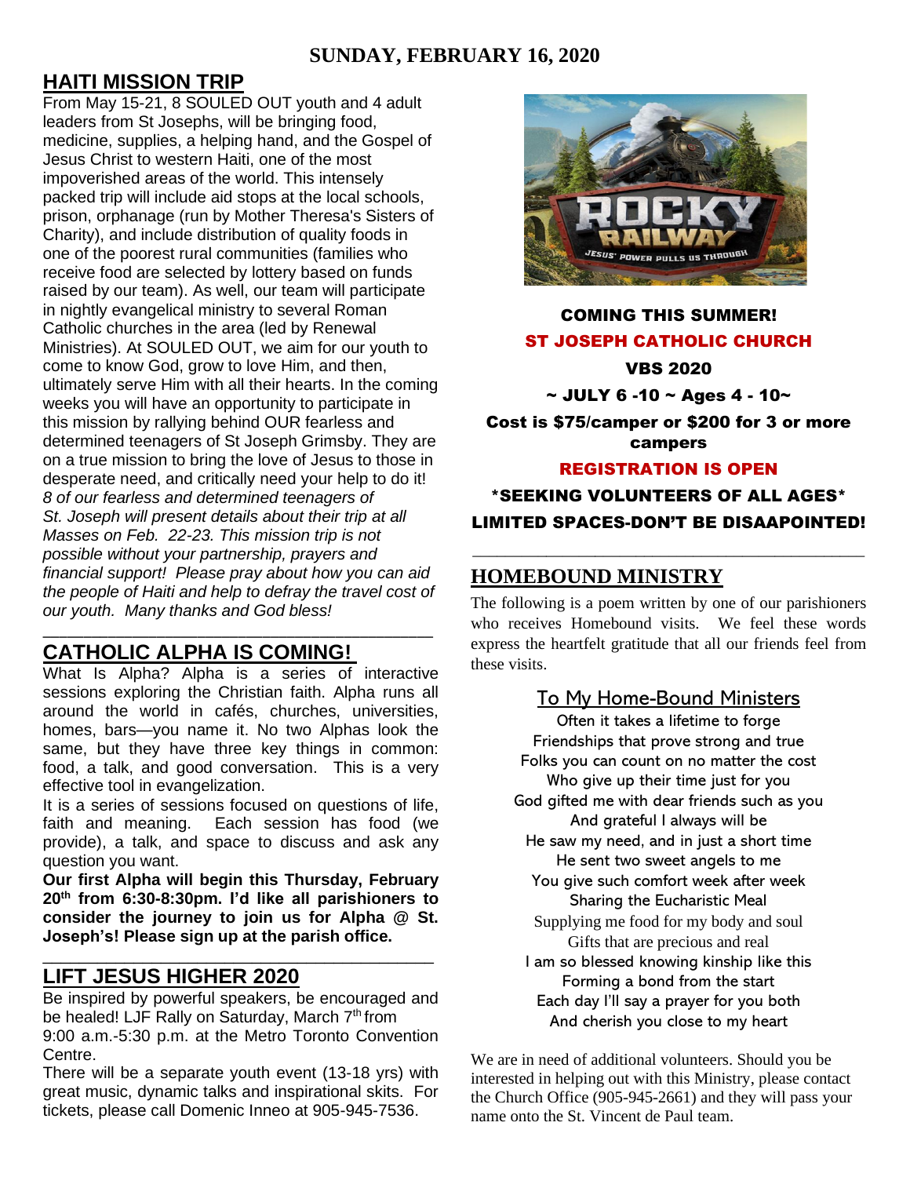**SUNDAY, FEBRUARY 16, 2020**

## HAITI MISSION TRIP

From May 15-21, 8 SOULED OUT youth and 4 adult leaders from St Josephs, will be bringing food, medicine, supplies, a helping hand, and the Gospel of Jesus Christ to western Haiti, one of the most impoverished areas of the world. This intensely packed trip will include aid stops at the local schools, prison, orphanage (run by Mother Theresa's Sisters of Charity), and include distribution of quality foods in one of the poorest rural communities (families who receive food are selected by lottery based on funds raised by our team). As well, our team will participate in nightly evangelical ministry to several Roman Catholic churches in the area (led by Renewal Ministries). At SOULED OUT, we aim for our youth to come to know God, grow to love Him, and then, ultimately serve Him with all their hearts. In the coming weeks you will have an opportunity to participate in this mission by rallying behind OUR fearless and determined teenagers of St Joseph Grimsby. They are on a true mission to bring the love of Jesus to those in desperate need, and critically need your help to do it! *8 of our fearless and determined teenagers of St. Joseph will present details about their trip at all Masses on Feb. 22-23. This mission trip is not possible without your partnership, prayers and financial support! Please pray about how you can aid the people of Haiti and help to defray the travel cost of our youth. Many thanks and God bless!*

---

## CATHOLIC ALPHA IS COMING!

What Is Alpha? Alpha is a series of interactive sessions exploring the Christian faith. Alpha runs all around the world in cafés, churches, universities, homes, bars—you name it. No two Alphas look the same, but they have three key things in common: food, a talk, and good conversation. This is a very effective tool in evangelization.

It is a series of sessions focused on questions of life, faith and meaning. Each session has food (we provide), a talk, and space to discuss and ask any question you want.

**Our first Alpha will begin this Thursday, February 20th from 6:30-8:30pm. I'd like all parishioners to consider the journey to join us for Alpha @ St. Joseph's! Please sign up at the parish office.**

---

## LIFT JESUS HIGHER 2020

Be inspired by powerful speakers, be encouraged and be healed! LJF Rally on Saturday, March 7th from 9:00 a.m.-5:30 p.m. at the Metro Toronto Convention Centre.

There will be a separate youth event (13-18 yrs) with great music, dynamic talks and inspirational skits. For tickets, please call Domenic Inneo at 905-945-7536.

ROCKY RAILWAY
JESUS' POWER PULLS US THROUGH

**COMING THIS SUMMER!**

**ST JOSEPH CATHOLIC CHURCH**

**VBS 2020**

**~ JULY 6 -10 ~ Ages 4 - 10~**

**Cost is $75/camper or $200 for 3 or more campers**

**REGISTRATION IS OPEN**

**\*SEEKING VOLUNTEERS OF ALL AGES\***

**LIMITED SPACES-DON'T BE DISAAPOINTED!**

---

## HOMEBOUND MINISTRY

The following is a poem written by one of our parishioners who receives Homebound visits. We feel these words express the heartfelt gratitude that all our friends feel from these visits.

### To My Home-Bound Ministers

Often it takes a lifetime to forge
Friendships that prove strong and true
Folks you can count on no matter the cost
Who give up their time just for you
God gifted me with dear friends such as you
And grateful I always will be
He saw my need, and in just a short time
He sent two sweet angels to me
You give such comfort week after week
Sharing the Eucharistic Meal
Supplying me food for my body and soul
Gifts that are precious and real
I am so blessed knowing kinship like this
Forming a bond from the start
Each day I'll say a prayer for you both
And cherish you close to my heart

We are in need of additional volunteers. Should you be interested in helping out with this Ministry, please contact the Church Office (905-945-2661) and they will pass your name onto the St. Vincent de Paul team.